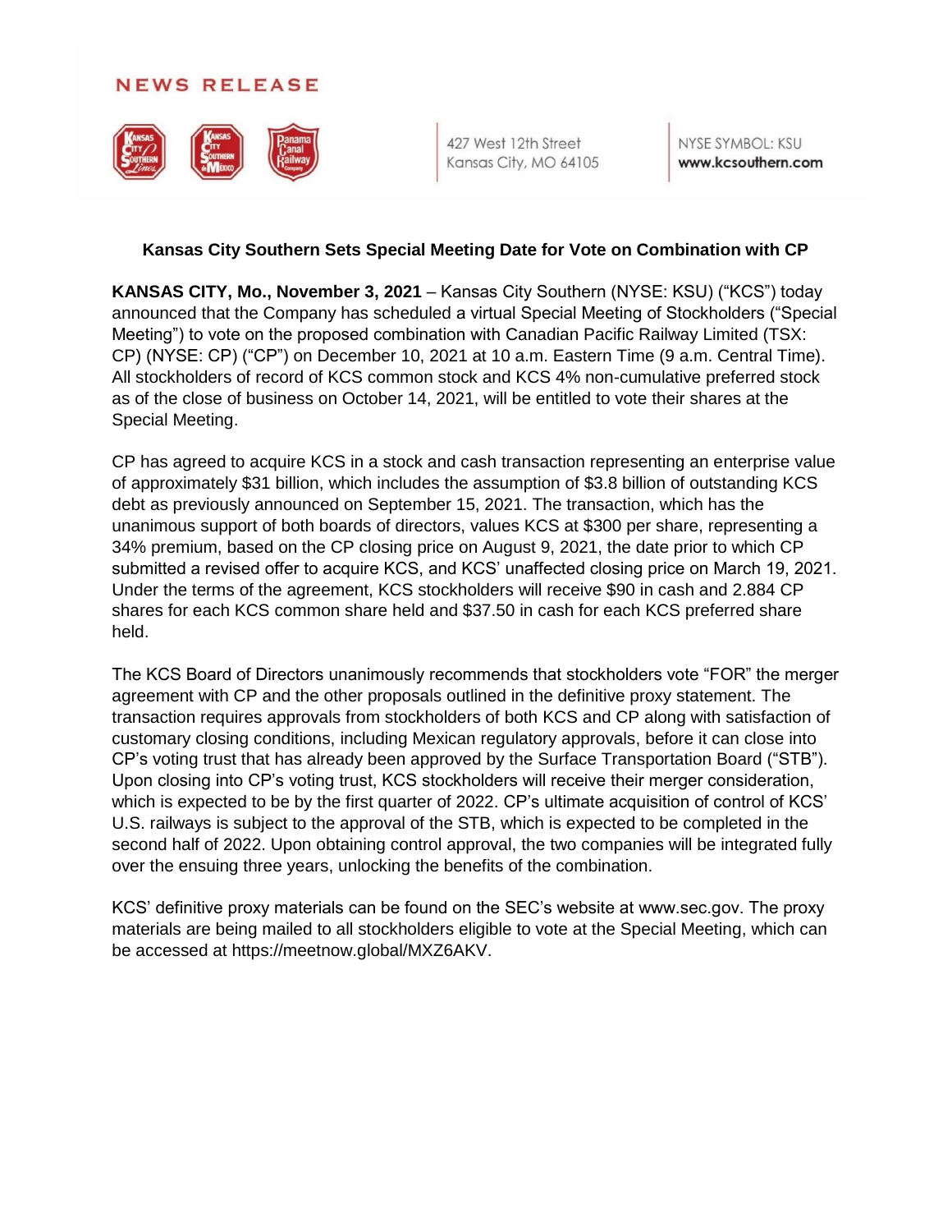NEWS RELEASE

427 West 12th Street
Kansas City, MO 64105

NYSE SYMBOL: KSU
**www.kcsouthern.com**

# Kansas City Southern Sets Special Meeting Date for Vote on Combination with CP

**KANSAS CITY, Mo., November 3, 2021** – Kansas City Southern (NYSE: KSU) ("KCS") today announced that the Company has scheduled a virtual Special Meeting of Stockholders ("Special Meeting") to vote on the proposed combination with Canadian Pacific Railway Limited (TSX: CP) (NYSE: CP) ("CP") on December 10, 2021 at 10 a.m. Eastern Time (9 a.m. Central Time). All stockholders of record of KCS common stock and KCS 4% non-cumulative preferred stock as of the close of business on October 14, 2021, will be entitled to vote their shares at the Special Meeting.

CP has agreed to acquire KCS in a stock and cash transaction representing an enterprise value of approximately $31 billion, which includes the assumption of $3.8 billion of outstanding KCS debt as previously announced on September 15, 2021. The transaction, which has the unanimous support of both boards of directors, values KCS at $300 per share, representing a 34% premium, based on the CP closing price on August 9, 2021, the date prior to which CP submitted a revised offer to acquire KCS, and KCS' unaffected closing price on March 19, 2021. Under the terms of the agreement, KCS stockholders will receive $90 in cash and 2.884 CP shares for each KCS common share held and $37.50 in cash for each KCS preferred share held.

The KCS Board of Directors unanimously recommends that stockholders vote "FOR" the merger agreement with CP and the other proposals outlined in the definitive proxy statement. The transaction requires approvals from stockholders of both KCS and CP along with satisfaction of customary closing conditions, including Mexican regulatory approvals, before it can close into CP's voting trust that has already been approved by the Surface Transportation Board ("STB"). Upon closing into CP's voting trust, KCS stockholders will receive their merger consideration, which is expected to be by the first quarter of 2022. CP's ultimate acquisition of control of KCS' U.S. railways is subject to the approval of the STB, which is expected to be completed in the second half of 2022. Upon obtaining control approval, the two companies will be integrated fully over the ensuing three years, unlocking the benefits of the combination.

KCS' definitive proxy materials can be found on the SEC's website at www.sec.gov. The proxy materials are being mailed to all stockholders eligible to vote at the Special Meeting, which can be accessed at https://meetnow.global/MXZ6AKV.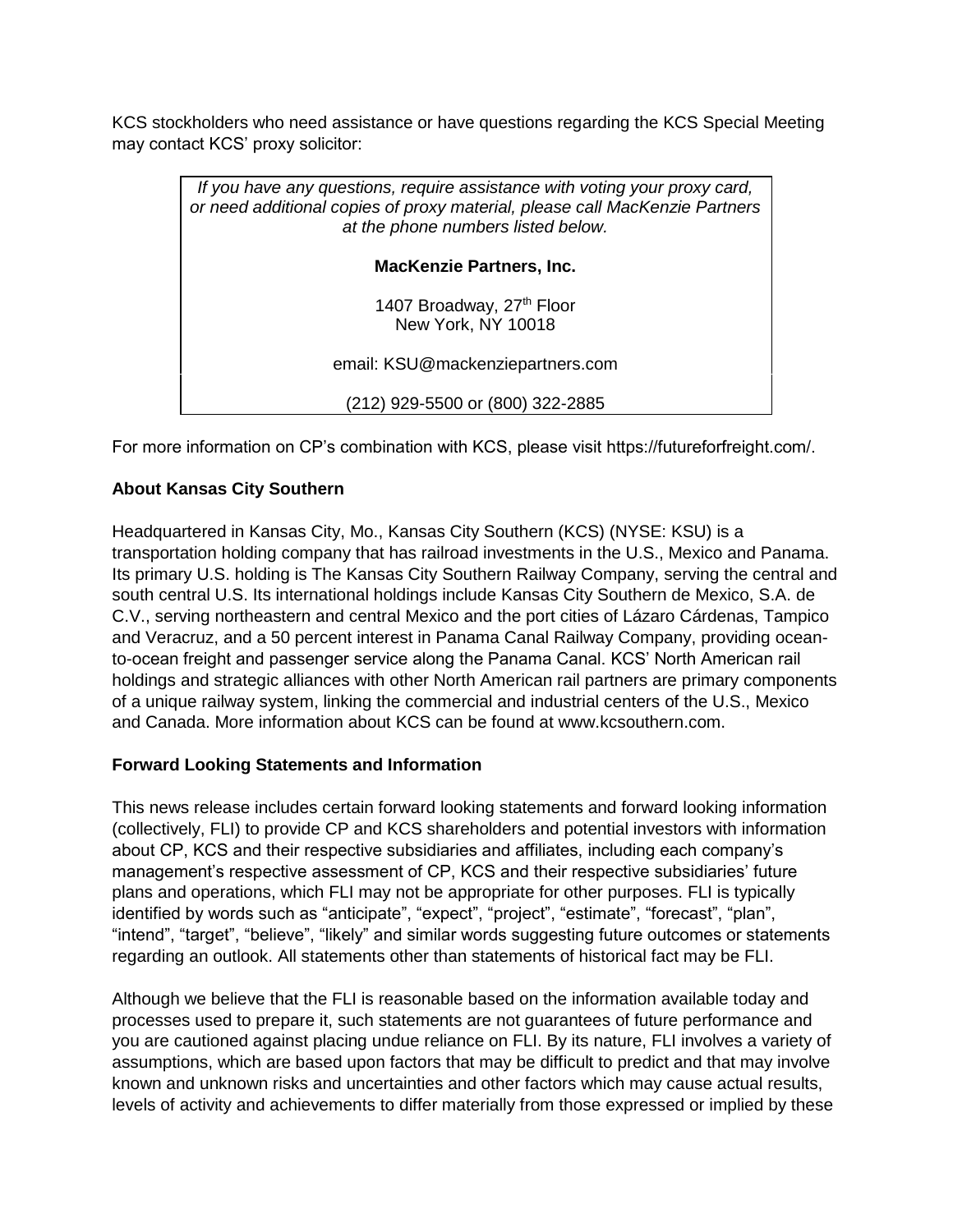KCS stockholders who need assistance or have questions regarding the KCS Special Meeting may contact KCS' proxy solicitor:

> *If you have any questions, require assistance with voting your proxy card, or need additional copies of proxy material, please call MacKenzie Partners at the phone numbers listed below.*
>
> **MacKenzie Partners, Inc.**
>
> 1407 Broadway, 27th Floor
> New York, NY 10018
>
> email: KSU@mackenziepartners.com
>
> (212) 929-5500 or (800) 322-2885

For more information on CP's combination with KCS, please visit https://futureforfreight.com/.

**About Kansas City Southern**

Headquartered in Kansas City, Mo., Kansas City Southern (KCS) (NYSE: KSU) is a transportation holding company that has railroad investments in the U.S., Mexico and Panama. Its primary U.S. holding is The Kansas City Southern Railway Company, serving the central and south central U.S. Its international holdings include Kansas City Southern de Mexico, S.A. de C.V., serving northeastern and central Mexico and the port cities of Lázaro Cárdenas, Tampico and Veracruz, and a 50 percent interest in Panama Canal Railway Company, providing ocean-to-ocean freight and passenger service along the Panama Canal. KCS' North American rail holdings and strategic alliances with other North American rail partners are primary components of a unique railway system, linking the commercial and industrial centers of the U.S., Mexico and Canada. More information about KCS can be found at www.kcsouthern.com.

**Forward Looking Statements and Information**

This news release includes certain forward looking statements and forward looking information (collectively, FLI) to provide CP and KCS shareholders and potential investors with information about CP, KCS and their respective subsidiaries and affiliates, including each company's management's respective assessment of CP, KCS and their respective subsidiaries' future plans and operations, which FLI may not be appropriate for other purposes. FLI is typically identified by words such as "anticipate", "expect", "project", "estimate", "forecast", "plan", "intend", "target", "believe", "likely" and similar words suggesting future outcomes or statements regarding an outlook. All statements other than statements of historical fact may be FLI.

Although we believe that the FLI is reasonable based on the information available today and processes used to prepare it, such statements are not guarantees of future performance and you are cautioned against placing undue reliance on FLI. By its nature, FLI involves a variety of assumptions, which are based upon factors that may be difficult to predict and that may involve known and unknown risks and uncertainties and other factors which may cause actual results, levels of activity and achievements to differ materially from those expressed or implied by these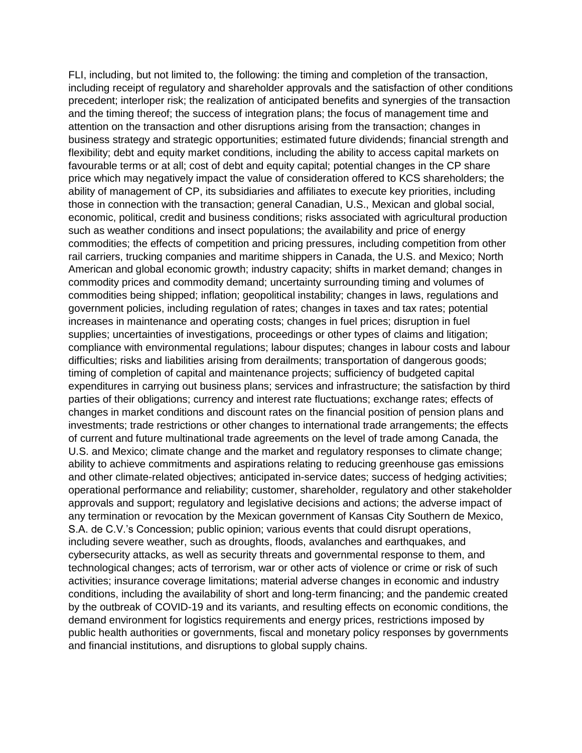FLI, including, but not limited to, the following: the timing and completion of the transaction, including receipt of regulatory and shareholder approvals and the satisfaction of other conditions precedent; interloper risk; the realization of anticipated benefits and synergies of the transaction and the timing thereof; the success of integration plans; the focus of management time and attention on the transaction and other disruptions arising from the transaction; changes in business strategy and strategic opportunities; estimated future dividends; financial strength and flexibility; debt and equity market conditions, including the ability to access capital markets on favourable terms or at all; cost of debt and equity capital; potential changes in the CP share price which may negatively impact the value of consideration offered to KCS shareholders; the ability of management of CP, its subsidiaries and affiliates to execute key priorities, including those in connection with the transaction; general Canadian, U.S., Mexican and global social, economic, political, credit and business conditions; risks associated with agricultural production such as weather conditions and insect populations; the availability and price of energy commodities; the effects of competition and pricing pressures, including competition from other rail carriers, trucking companies and maritime shippers in Canada, the U.S. and Mexico; North American and global economic growth; industry capacity; shifts in market demand; changes in commodity prices and commodity demand; uncertainty surrounding timing and volumes of commodities being shipped; inflation; geopolitical instability; changes in laws, regulations and government policies, including regulation of rates; changes in taxes and tax rates; potential increases in maintenance and operating costs; changes in fuel prices; disruption in fuel supplies; uncertainties of investigations, proceedings or other types of claims and litigation; compliance with environmental regulations; labour disputes; changes in labour costs and labour difficulties; risks and liabilities arising from derailments; transportation of dangerous goods; timing of completion of capital and maintenance projects; sufficiency of budgeted capital expenditures in carrying out business plans; services and infrastructure; the satisfaction by third parties of their obligations; currency and interest rate fluctuations; exchange rates; effects of changes in market conditions and discount rates on the financial position of pension plans and investments; trade restrictions or other changes to international trade arrangements; the effects of current and future multinational trade agreements on the level of trade among Canada, the U.S. and Mexico; climate change and the market and regulatory responses to climate change; ability to achieve commitments and aspirations relating to reducing greenhouse gas emissions and other climate-related objectives; anticipated in-service dates; success of hedging activities; operational performance and reliability; customer, shareholder, regulatory and other stakeholder approvals and support; regulatory and legislative decisions and actions; the adverse impact of any termination or revocation by the Mexican government of Kansas City Southern de Mexico, S.A. de C.V.'s Concession; public opinion; various events that could disrupt operations, including severe weather, such as droughts, floods, avalanches and earthquakes, and cybersecurity attacks, as well as security threats and governmental response to them, and technological changes; acts of terrorism, war or other acts of violence or crime or risk of such activities; insurance coverage limitations; material adverse changes in economic and industry conditions, including the availability of short and long-term financing; and the pandemic created by the outbreak of COVID-19 and its variants, and resulting effects on economic conditions, the demand environment for logistics requirements and energy prices, restrictions imposed by public health authorities or governments, fiscal and monetary policy responses by governments and financial institutions, and disruptions to global supply chains.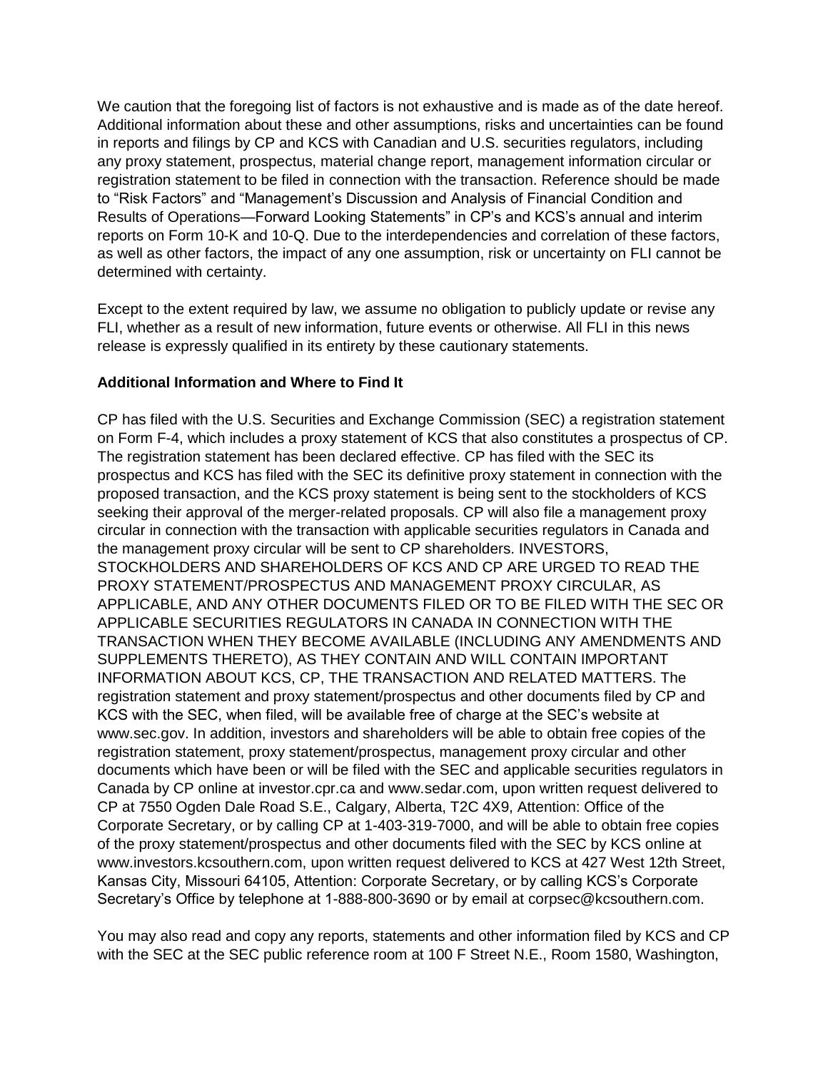We caution that the foregoing list of factors is not exhaustive and is made as of the date hereof. Additional information about these and other assumptions, risks and uncertainties can be found in reports and filings by CP and KCS with Canadian and U.S. securities regulators, including any proxy statement, prospectus, material change report, management information circular or registration statement to be filed in connection with the transaction. Reference should be made to “Risk Factors” and “Management’s Discussion and Analysis of Financial Condition and Results of Operations—Forward Looking Statements” in CP’s and KCS’s annual and interim reports on Form 10-K and 10-Q. Due to the interdependencies and correlation of these factors, as well as other factors, the impact of any one assumption, risk or uncertainty on FLI cannot be determined with certainty.

Except to the extent required by law, we assume no obligation to publicly update or revise any FLI, whether as a result of new information, future events or otherwise. All FLI in this news release is expressly qualified in its entirety by these cautionary statements.

**Additional Information and Where to Find It**

CP has filed with the U.S. Securities and Exchange Commission (SEC) a registration statement on Form F-4, which includes a proxy statement of KCS that also constitutes a prospectus of CP. The registration statement has been declared effective. CP has filed with the SEC its prospectus and KCS has filed with the SEC its definitive proxy statement in connection with the proposed transaction, and the KCS proxy statement is being sent to the stockholders of KCS seeking their approval of the merger-related proposals. CP will also file a management proxy circular in connection with the transaction with applicable securities regulators in Canada and the management proxy circular will be sent to CP shareholders. INVESTORS, STOCKHOLDERS AND SHAREHOLDERS OF KCS AND CP ARE URGED TO READ THE PROXY STATEMENT/PROSPECTUS AND MANAGEMENT PROXY CIRCULAR, AS APPLICABLE, AND ANY OTHER DOCUMENTS FILED OR TO BE FILED WITH THE SEC OR APPLICABLE SECURITIES REGULATORS IN CANADA IN CONNECTION WITH THE TRANSACTION WHEN THEY BECOME AVAILABLE (INCLUDING ANY AMENDMENTS AND SUPPLEMENTS THERETO), AS THEY CONTAIN AND WILL CONTAIN IMPORTANT INFORMATION ABOUT KCS, CP, THE TRANSACTION AND RELATED MATTERS. The registration statement and proxy statement/prospectus and other documents filed by CP and KCS with the SEC, when filed, will be available free of charge at the SEC’s website at www.sec.gov. In addition, investors and shareholders will be able to obtain free copies of the registration statement, proxy statement/prospectus, management proxy circular and other documents which have been or will be filed with the SEC and applicable securities regulators in Canada by CP online at investor.cpr.ca and www.sedar.com, upon written request delivered to CP at 7550 Ogden Dale Road S.E., Calgary, Alberta, T2C 4X9, Attention: Office of the Corporate Secretary, or by calling CP at 1-403-319-7000, and will be able to obtain free copies of the proxy statement/prospectus and other documents filed with the SEC by KCS online at www.investors.kcsouthern.com, upon written request delivered to KCS at 427 West 12th Street, Kansas City, Missouri 64105, Attention: Corporate Secretary, or by calling KCS’s Corporate Secretary’s Office by telephone at 1-888-800-3690 or by email at corpsec@kcsouthern.com.

You may also read and copy any reports, statements and other information filed by KCS and CP with the SEC at the SEC public reference room at 100 F Street N.E., Room 1580, Washington,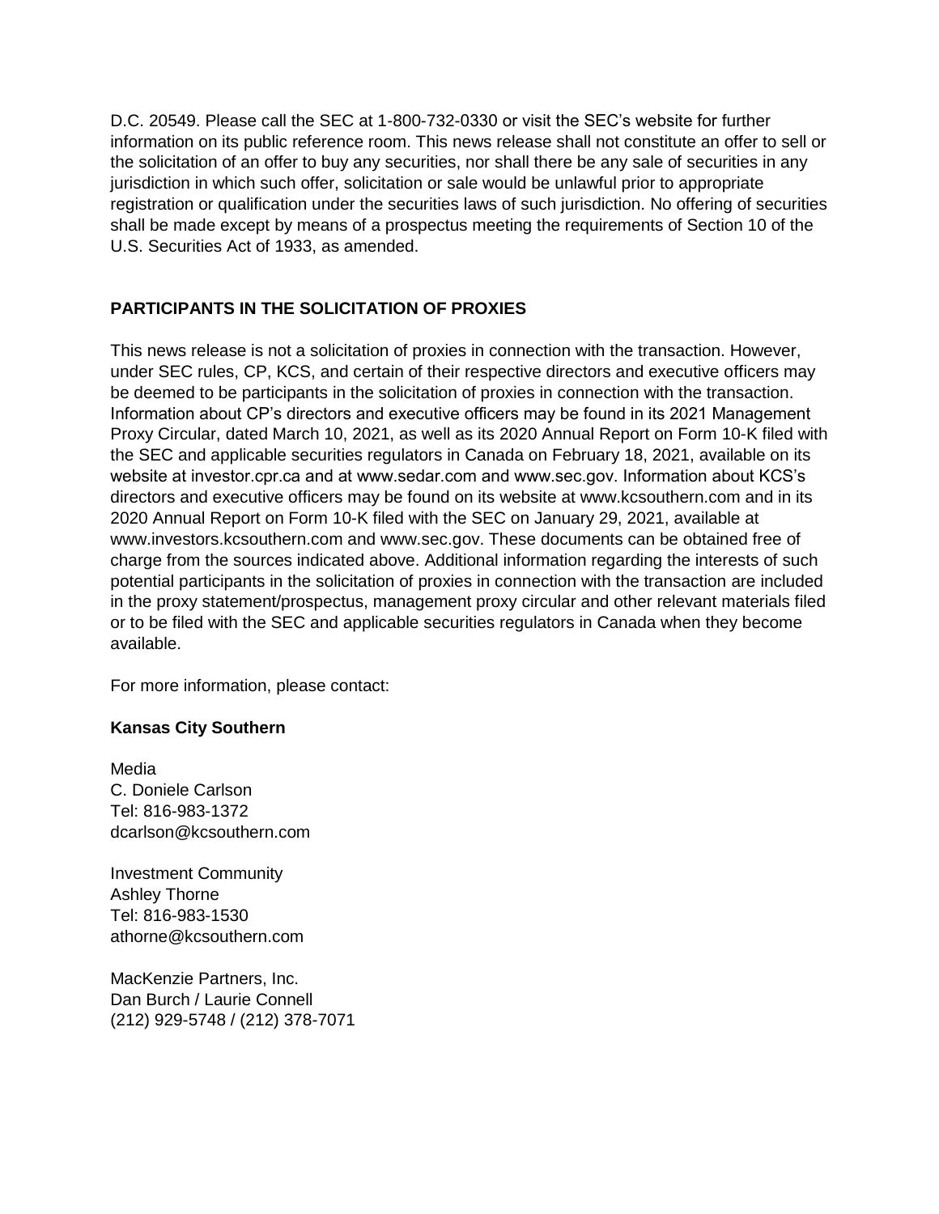D.C. 20549. Please call the SEC at 1-800-732-0330 or visit the SEC's website for further information on its public reference room. This news release shall not constitute an offer to sell or the solicitation of an offer to buy any securities, nor shall there be any sale of securities in any jurisdiction in which such offer, solicitation or sale would be unlawful prior to appropriate registration or qualification under the securities laws of such jurisdiction. No offering of securities shall be made except by means of a prospectus meeting the requirements of Section 10 of the U.S. Securities Act of 1933, as amended.

**PARTICIPANTS IN THE SOLICITATION OF PROXIES**

This news release is not a solicitation of proxies in connection with the transaction. However, under SEC rules, CP, KCS, and certain of their respective directors and executive officers may be deemed to be participants in the solicitation of proxies in connection with the transaction. Information about CP's directors and executive officers may be found in its 2021 Management Proxy Circular, dated March 10, 2021, as well as its 2020 Annual Report on Form 10-K filed with the SEC and applicable securities regulators in Canada on February 18, 2021, available on its website at investor.cpr.ca and at www.sedar.com and www.sec.gov. Information about KCS's directors and executive officers may be found on its website at www.kcsouthern.com and in its 2020 Annual Report on Form 10-K filed with the SEC on January 29, 2021, available at www.investors.kcsouthern.com and www.sec.gov. These documents can be obtained free of charge from the sources indicated above. Additional information regarding the interests of such potential participants in the solicitation of proxies in connection with the transaction are included in the proxy statement/prospectus, management proxy circular and other relevant materials filed or to be filed with the SEC and applicable securities regulators in Canada when they become available.

For more information, please contact:

**Kansas City Southern**

Media
C. Doniele Carlson
Tel: 816-983-1372
dcarlson@kcsouthern.com

Investment Community
Ashley Thorne
Tel: 816-983-1530
athorne@kcsouthern.com

MacKenzie Partners, Inc.
Dan Burch / Laurie Connell
(212) 929-5748 / (212) 378-7071